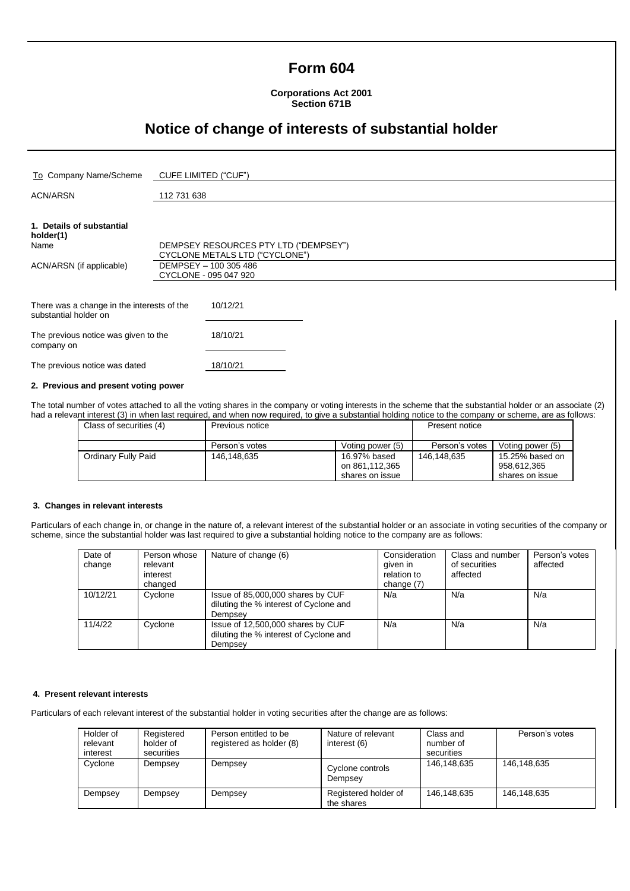# Form 604

**Corporations Act 2001**
**Section 671B**

## Notice of change of interests of substantial holder

| | |
|---|---|
| To Company Name/Scheme | CUFE LIMITED ("CUF") |
| ACN/ARSN | 112 731 638 |

**1. Details of substantial holder(1)**

| | |
|---|---|
| Name | DEMPSEY RESOURCES PTY LTD ("DEMPSEY")<br>CYCLONE METALS LTD ("CYCLONE") |
| ACN/ARSN (if applicable) | DEMPSEY – 100 305 486<br>CYCLONE - 095 047 920 |

| | |
|---|---|
| There was a change in the interests of the substantial holder on | 10/12/21 |
| The previous notice was given to the company on | 18/10/21 |
| The previous notice was dated | 18/10/21 |

**2. Previous and present voting power**

The total number of votes attached to all the voting shares in the company or voting interests in the scheme that the substantial holder or an associate (2) had a relevant interest (3) in when last required, and when now required, to give a substantial holding notice to the company or scheme, are as follows:

| Class of securities (4) | Previous notice | | Present notice | |
|---|---|---|---|---|
| | Person's votes | Voting power (5) | Person's votes | Voting power (5) |
| Ordinary Fully Paid | 146,148,635 | 16.97% based on 861,112,365 shares on issue | 146,148,635 | 15.25% based on 958,612,365 shares on issue |

**3. Changes in relevant interests**

Particulars of each change in, or change in the nature of, a relevant interest of the substantial holder or an associate in voting securities of the company or scheme, since the substantial holder was last required to give a substantial holding notice to the company are as follows:

| Date of change | Person whose relevant interest changed | Nature of change (6) | Consideration given in relation to change (7) | Class and number of securities affected | Person's votes affected |
|---|---|---|---|---|---|
| 10/12/21 | Cyclone | Issue of 85,000,000 shares by CUF diluting the % interest of Cyclone and Dempsey | N/a | N/a | N/a |
| 11/4/22 | Cyclone | Issue of 12,500,000 shares by CUF diluting the % interest of Cyclone and Dempsey | N/a | N/a | N/a |

**4. Present relevant interests**

Particulars of each relevant interest of the substantial holder in voting securities after the change are as follows:

| Holder of relevant interest | Registered holder of securities | Person entitled to be registered as holder (8) | Nature of relevant interest (6) | Class and number of securities | Person's votes |
|---|---|---|---|---|---|
| Cyclone | Dempsey | Dempsey | Cyclone controls Dempsey | 146,148,635 | 146,148,635 |
| Dempsey | Dempsey | Dempsey | Registered holder of the shares | 146,148,635 | 146,148,635 |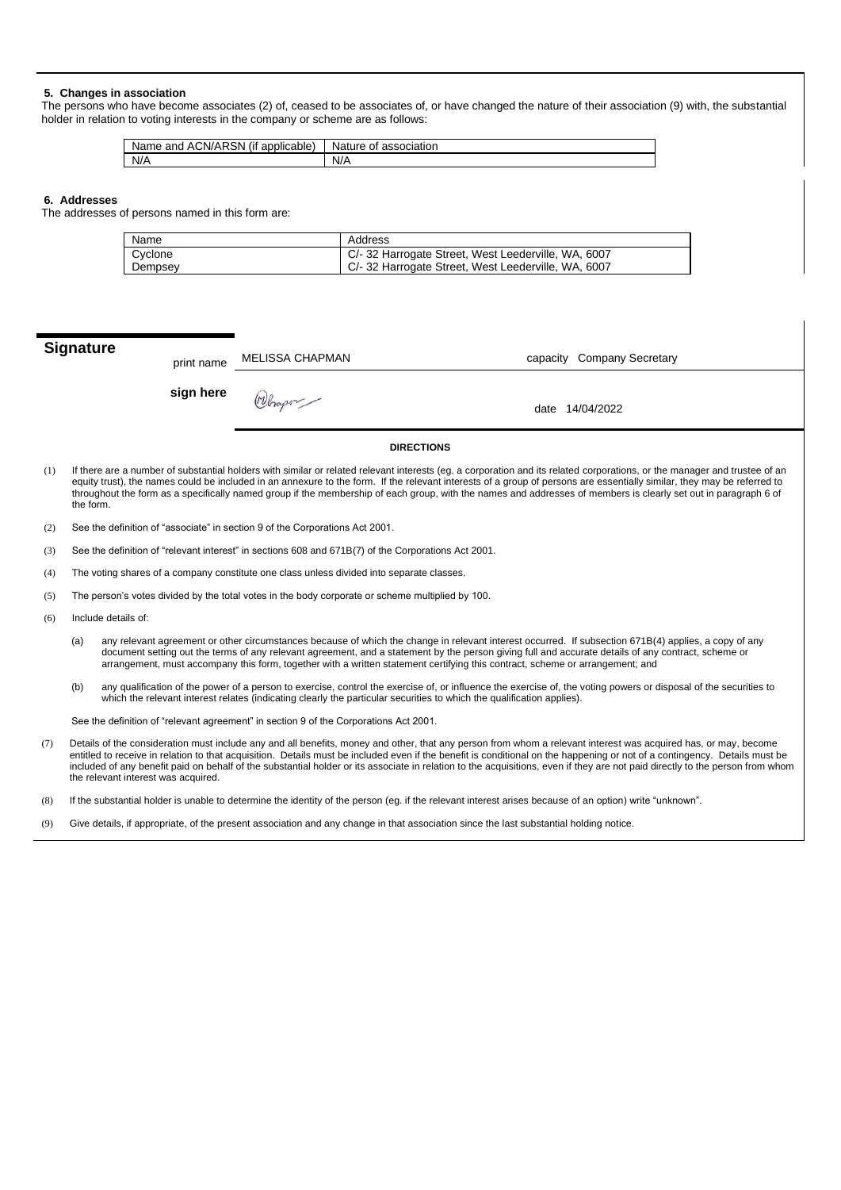### 5. Changes in association

The persons who have become associates (2) of, ceased to be associates of, or have changed the nature of their association (9) with, the substantial holder in relation to voting interests in the company or scheme are as follows:

| Name and ACN/ARSN (if applicable) | Nature of association |
| --- | --- |
| N/A | N/A |

### 6. Addresses

The addresses of persons named in this form are:

| Name | Address |
| --- | --- |
| Cyclone | C/- 32 Harrogate Street, West Leederville, WA, 6007 |
| Dempsey | C/- 32 Harrogate Street, West Leederville, WA, 6007 |

## Signature

print name MELISSA CHAPMAN capacity Company Secretary

sign here date 14/04/2022

**DIRECTIONS**

(1) If there are a number of substantial holders with similar or related relevant interests (eg. a corporation and its related corporations, or the manager and trustee of an equity trust), the names could be included in an annexure to the form. If the relevant interests of a group of persons are essentially similar, they may be referred to throughout the form as a specifically named group if the membership of each group, with the names and addresses of members is clearly set out in paragraph 6 of the form.

(2) See the definition of "associate" in section 9 of the Corporations Act 2001.

(3) See the definition of "relevant interest" in sections 608 and 671B(7) of the Corporations Act 2001.

(4) The voting shares of a company constitute one class unless divided into separate classes.

(5) The person's votes divided by the total votes in the body corporate or scheme multiplied by 100.

(6) Include details of:

(a) any relevant agreement or other circumstances because of which the change in relevant interest occurred. If subsection 671B(4) applies, a copy of any document setting out the terms of any relevant agreement, and a statement by the person giving full and accurate details of any contract, scheme or arrangement, must accompany this form, together with a written statement certifying this contract, scheme or arrangement; and

(b) any qualification of the power of a person to exercise, control the exercise of, or influence the exercise of, the voting powers or disposal of the securities to which the relevant interest relates (indicating clearly the particular securities to which the qualification applies).

See the definition of "relevant agreement" in section 9 of the Corporations Act 2001.

(7) Details of the consideration must include any and all benefits, money and other, that any person from whom a relevant interest was acquired has, or may, become entitled to receive in relation to that acquisition. Details must be included even if the benefit is conditional on the happening or not of a contingency. Details must be included of any benefit paid on behalf of the substantial holder or its associate in relation to the acquisitions, even if they are not paid directly to the person from whom the relevant interest was acquired.

(8) If the substantial holder is unable to determine the identity of the person (eg. if the relevant interest arises because of an option) write "unknown".

(9) Give details, if appropriate, of the present association and any change in that association since the last substantial holding notice.